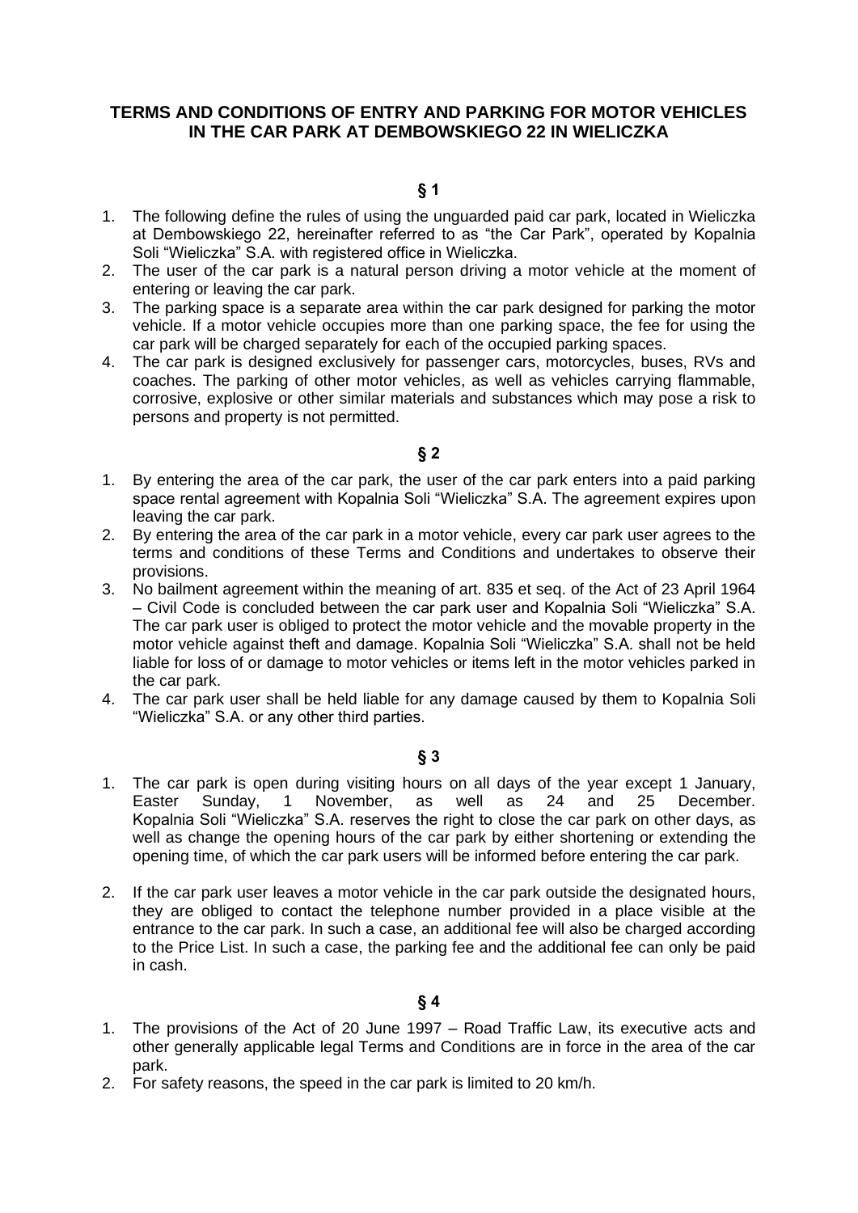# TERMS AND CONDITIONS OF ENTRY AND PARKING FOR MOTOR VEHICLES IN THE CAR PARK AT DEMBOWSKIEGO 22 IN WIELICZKA

## § 1

1. The following define the rules of using the unguarded paid car park, located in Wieliczka at Dembowskiego 22, hereinafter referred to as "the Car Park", operated by Kopalnia Soli "Wieliczka" S.A. with registered office in Wieliczka.
2. The user of the car park is a natural person driving a motor vehicle at the moment of entering or leaving the car park.
3. The parking space is a separate area within the car park designed for parking the motor vehicle. If a motor vehicle occupies more than one parking space, the fee for using the car park will be charged separately for each of the occupied parking spaces.
4. The car park is designed exclusively for passenger cars, motorcycles, buses, RVs and coaches. The parking of other motor vehicles, as well as vehicles carrying flammable, corrosive, explosive or other similar materials and substances which may pose a risk to persons and property is not permitted.

## § 2

1. By entering the area of the car park, the user of the car park enters into a paid parking space rental agreement with Kopalnia Soli "Wieliczka" S.A. The agreement expires upon leaving the car park.
2. By entering the area of the car park in a motor vehicle, every car park user agrees to the terms and conditions of these Terms and Conditions and undertakes to observe their provisions.
3. No bailment agreement within the meaning of art. 835 et seq. of the Act of 23 April 1964 – Civil Code is concluded between the car park user and Kopalnia Soli "Wieliczka" S.A. The car park user is obliged to protect the motor vehicle and the movable property in the motor vehicle against theft and damage. Kopalnia Soli "Wieliczka" S.A. shall not be held liable for loss of or damage to motor vehicles or items left in the motor vehicles parked in the car park.
4. The car park user shall be held liable for any damage caused by them to Kopalnia Soli "Wieliczka" S.A. or any other third parties.

## § 3

1. The car park is open during visiting hours on all days of the year except 1 January, Easter Sunday, 1 November, as well as 24 and 25 December. Kopalnia Soli "Wieliczka" S.A. reserves the right to close the car park on other days, as well as change the opening hours of the car park by either shortening or extending the opening time, of which the car park users will be informed before entering the car park.
2. If the car park user leaves a motor vehicle in the car park outside the designated hours, they are obliged to contact the telephone number provided in a place visible at the entrance to the car park. In such a case, an additional fee will also be charged according to the Price List. In such a case, the parking fee and the additional fee can only be paid in cash.

## § 4

1. The provisions of the Act of 20 June 1997 – Road Traffic Law, its executive acts and other generally applicable legal Terms and Conditions are in force in the area of the car park.
2. For safety reasons, the speed in the car park is limited to 20 km/h.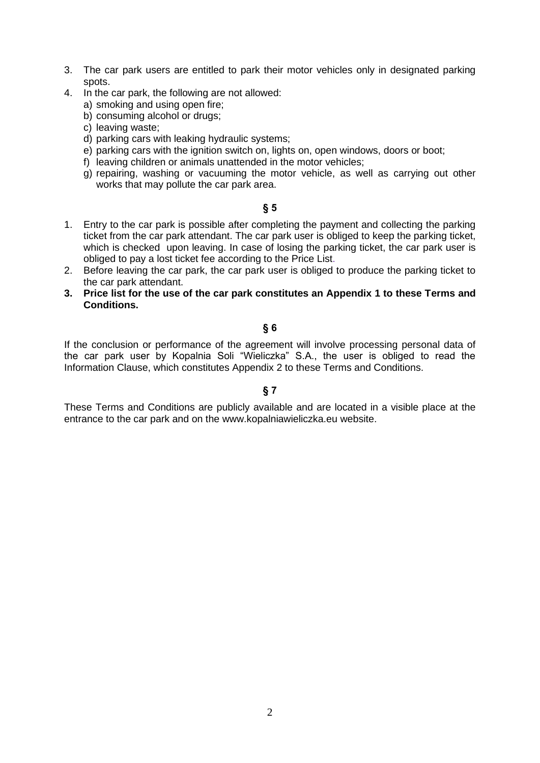3. The car park users are entitled to park their motor vehicles only in designated parking spots.
4. In the car park, the following are not allowed:
   a) smoking and using open fire;
   b) consuming alcohol or drugs;
   c) leaving waste;
   d) parking cars with leaking hydraulic systems;
   e) parking cars with the ignition switch on, lights on, open windows, doors or boot;
   f) leaving children or animals unattended in the motor vehicles;
   g) repairing, washing or vacuuming the motor vehicle, as well as carrying out other works that may pollute the car park area.

### § 5

1. Entry to the car park is possible after completing the payment and collecting the parking ticket from the car park attendant. The car park user is obliged to keep the parking ticket, which is checked upon leaving. In case of losing the parking ticket, the car park user is obliged to pay a lost ticket fee according to the Price List.
2. Before leaving the car park, the car park user is obliged to produce the parking ticket to the car park attendant.
3. **Price list for the use of the car park constitutes an Appendix 1 to these Terms and Conditions.**

### § 6

If the conclusion or performance of the agreement will involve processing personal data of the car park user by Kopalnia Soli "Wieliczka" S.A., the user is obliged to read the Information Clause, which constitutes Appendix 2 to these Terms and Conditions.

### § 7

These Terms and Conditions are publicly available and are located in a visible place at the entrance to the car park and on the www.kopalniawieliczka.eu website.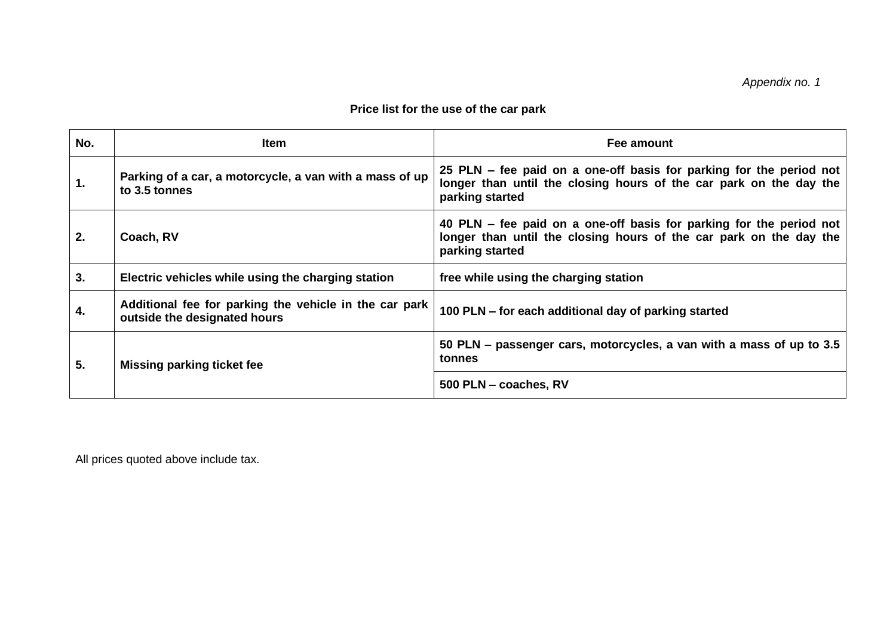*Appendix no. 1*

**Price list for the use of the car park**

| No. | Item | Fee amount |
|---|---|---|
| **1.** | **Parking of a car, a motorcycle, a van with a mass of up to 3.5 tonnes** | **25 PLN – fee paid on a one-off basis for parking for the period not longer than until the closing hours of the car park on the day the parking started** |
| **2.** | **Coach, RV** | **40 PLN – fee paid on a one-off basis for parking for the period not longer than until the closing hours of the car park on the day the parking started** |
| **3.** | **Electric vehicles while using the charging station** | **free while using the charging station** |
| **4.** | **Additional fee for parking the vehicle in the car park outside the designated hours** | **100 PLN – for each additional day of parking started** |
| **5.** | **Missing parking ticket fee** | **50 PLN – passenger cars, motorcycles, a van with a mass of up to 3.5 tonnes** |
| | | **500 PLN – coaches, RV** |

All prices quoted above include tax.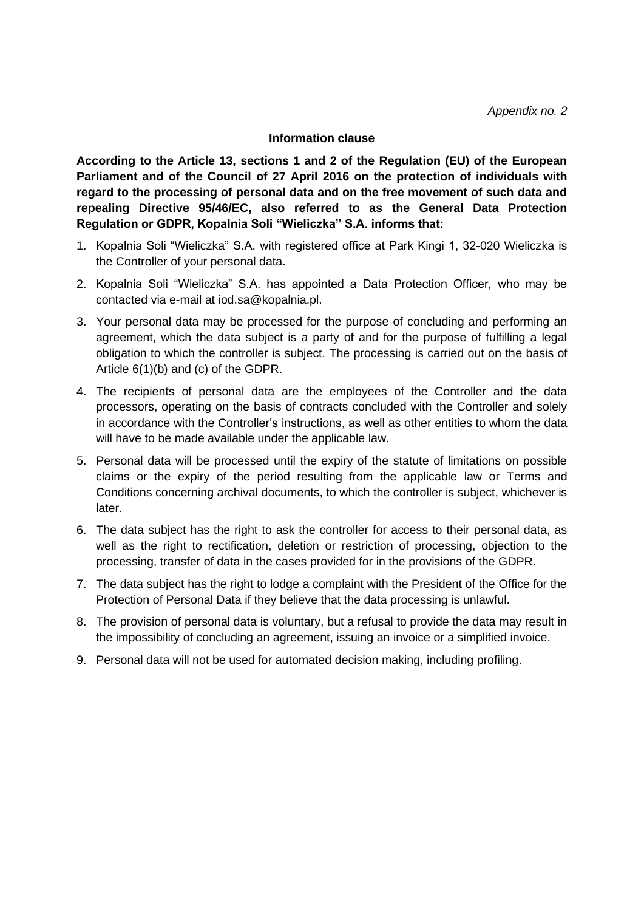*Appendix no. 2*

**Information clause**

**According to the Article 13, sections 1 and 2 of the Regulation (EU) of the European Parliament and of the Council of 27 April 2016 on the protection of individuals with regard to the processing of personal data and on the free movement of such data and repealing Directive 95/46/EC, also referred to as the General Data Protection Regulation or GDPR, Kopalnia Soli "Wieliczka" S.A. informs that:**

1. Kopalnia Soli "Wieliczka" S.A. with registered office at Park Kingi 1, 32-020 Wieliczka is the Controller of your personal data.
2. Kopalnia Soli "Wieliczka" S.A. has appointed a Data Protection Officer, who may be contacted via e-mail at iod.sa@kopalnia.pl.
3. Your personal data may be processed for the purpose of concluding and performing an agreement, which the data subject is a party of and for the purpose of fulfilling a legal obligation to which the controller is subject. The processing is carried out on the basis of Article 6(1)(b) and (c) of the GDPR.
4. The recipients of personal data are the employees of the Controller and the data processors, operating on the basis of contracts concluded with the Controller and solely in accordance with the Controller's instructions, as well as other entities to whom the data will have to be made available under the applicable law.
5. Personal data will be processed until the expiry of the statute of limitations on possible claims or the expiry of the period resulting from the applicable law or Terms and Conditions concerning archival documents, to which the controller is subject, whichever is later.
6. The data subject has the right to ask the controller for access to their personal data, as well as the right to rectification, deletion or restriction of processing, objection to the processing, transfer of data in the cases provided for in the provisions of the GDPR.
7. The data subject has the right to lodge a complaint with the President of the Office for the Protection of Personal Data if they believe that the data processing is unlawful.
8. The provision of personal data is voluntary, but a refusal to provide the data may result in the impossibility of concluding an agreement, issuing an invoice or a simplified invoice.
9. Personal data will not be used for automated decision making, including profiling.